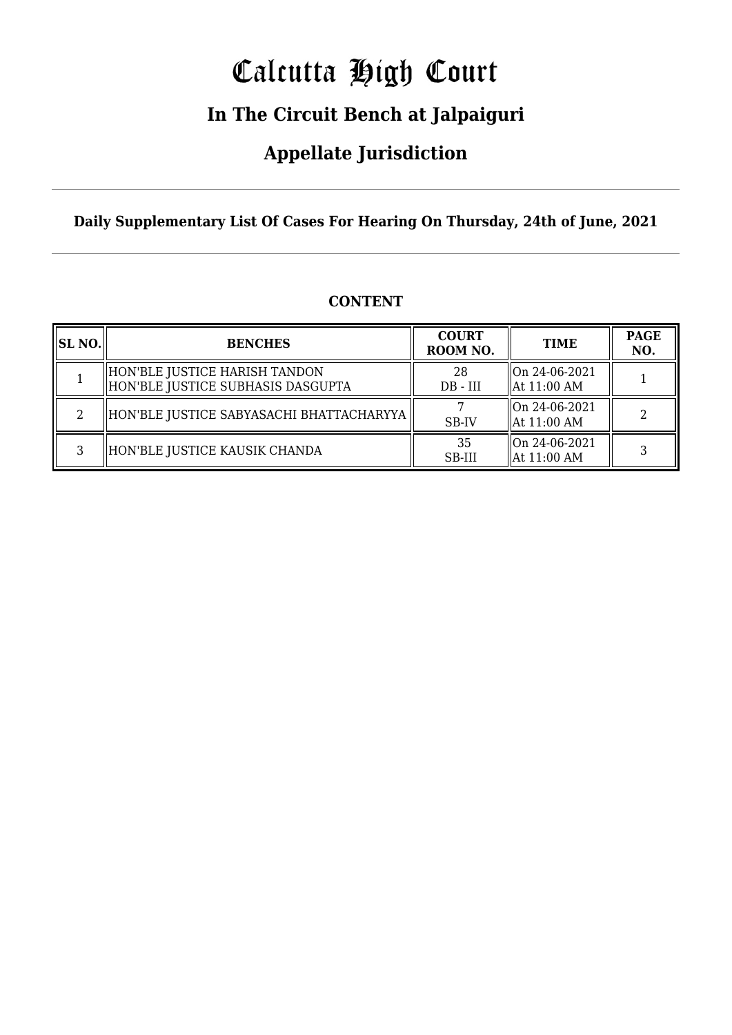# Calcutta High Court

## In The Circuit Bench at Jalpaiguri

## Appellate Jurisdiction

---

**Daily Supplementary List Of Cases For Hearing On Thursday, 24th of June, 2021**

---

**CONTENT**

| SL NO. | BENCHES | COURT ROOM NO. | TIME | PAGE NO. |
|---|---|---|---|---|
| 1 | HON'BLE JUSTICE HARISH TANDON<br>HON'BLE JUSTICE SUBHASIS DASGUPTA | 28<br>DB - III | On 24-06-2021<br>At 11:00 AM | 1 |
| 2 | HON'BLE JUSTICE SABYASACHI BHATTACHARYYA | 7<br>SB-IV | On 24-06-2021<br>At 11:00 AM | 2 |
| 3 | HON'BLE JUSTICE KAUSIK CHANDA | 35<br>SB-III | On 24-06-2021<br>At 11:00 AM | 3 |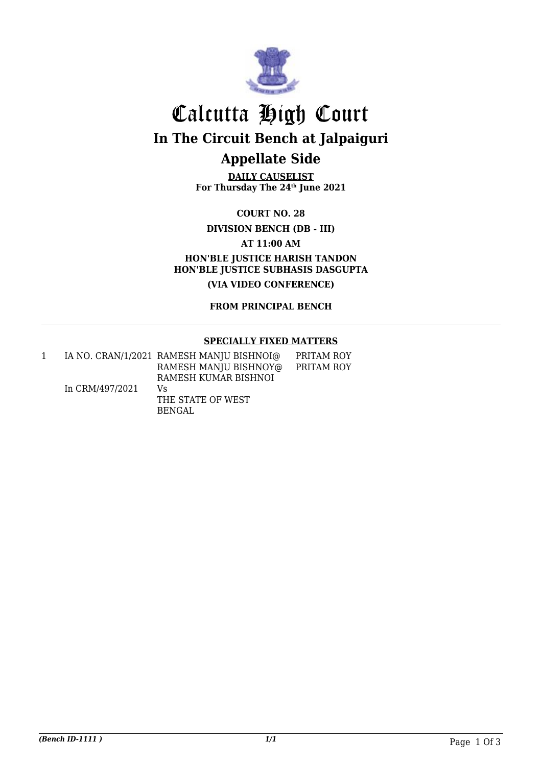# Calcutta High Court

## In The Circuit Bench at Jalpaiguri

## Appellate Side

**DAILY CAUSELIST**
**For Thursday The 24th June 2021**

**COURT NO. 28**

**DIVISION BENCH (DB - III)**

**AT 11:00 AM**

**HON'BLE JUSTICE HARISH TANDON**
**HON'BLE JUSTICE SUBHASIS DASGUPTA**

**(VIA VIDEO CONFERENCE)**

**FROM PRINCIPAL BENCH**

---

**SPECIALLY FIXED MATTERS**

| | | | |
|---|---|---|---|
| 1 | IA NO. CRAN/1/2021<br><br>In CRM/497/2021 | RAMESH MANJU BISHNOI@ RAMESH MANJU BISHNOY@ RAMESH KUMAR BISHNOI<br>Vs<br>THE STATE OF WEST BENGAL | PRITAM ROY<br>PRITAM ROY |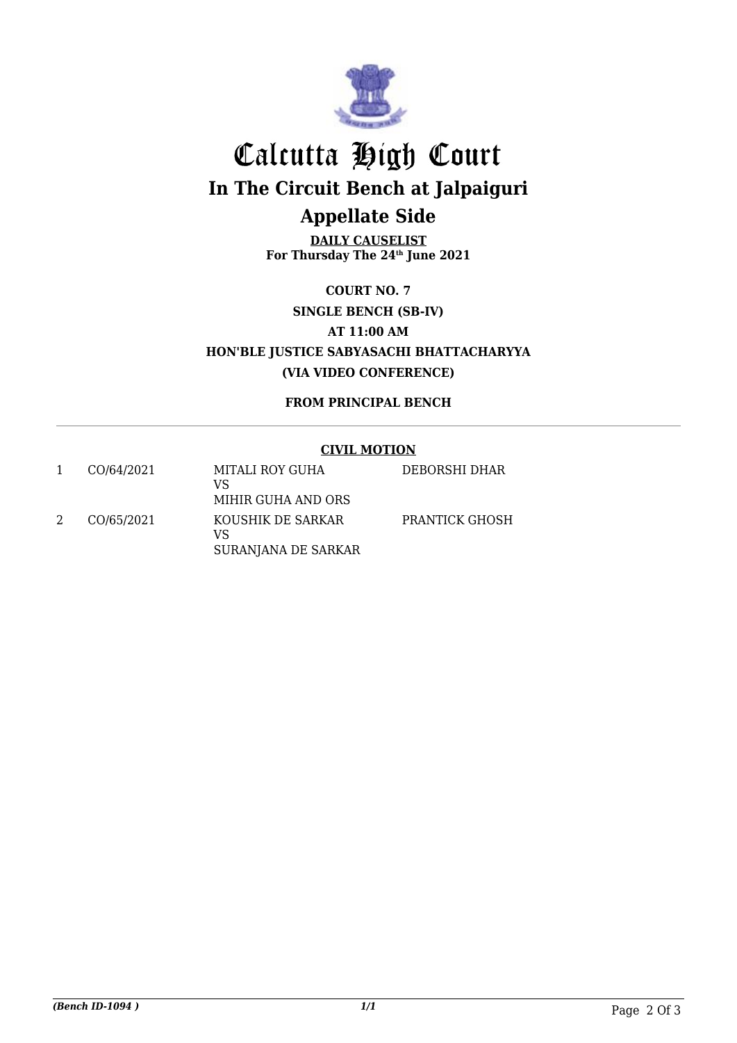# Calcutta High Court

## In The Circuit Bench at Jalpaiguri

## Appellate Side

**DAILY CAUSELIST**
**For Thursday The 24th June 2021**

**COURT NO. 7**

**SINGLE BENCH (SB-IV)**

**AT 11:00 AM**

**HON'BLE JUSTICE SABYASACHI BHATTACHARYYA**

**(VIA VIDEO CONFERENCE)**

**FROM PRINCIPAL BENCH**

**CIVIL MOTION**

| | | | |
|---|---|---|---|
| 1 | CO/64/2021 | MITALI ROY GUHA<br>VS<br>MIHIR GUHA AND ORS | DEBORSHI DHAR |
| 2 | CO/65/2021 | KOUSHIK DE SARKAR<br>VS<br>SURANJANA DE SARKAR | PRANTICK GHOSH |

*(Bench ID-1094 )*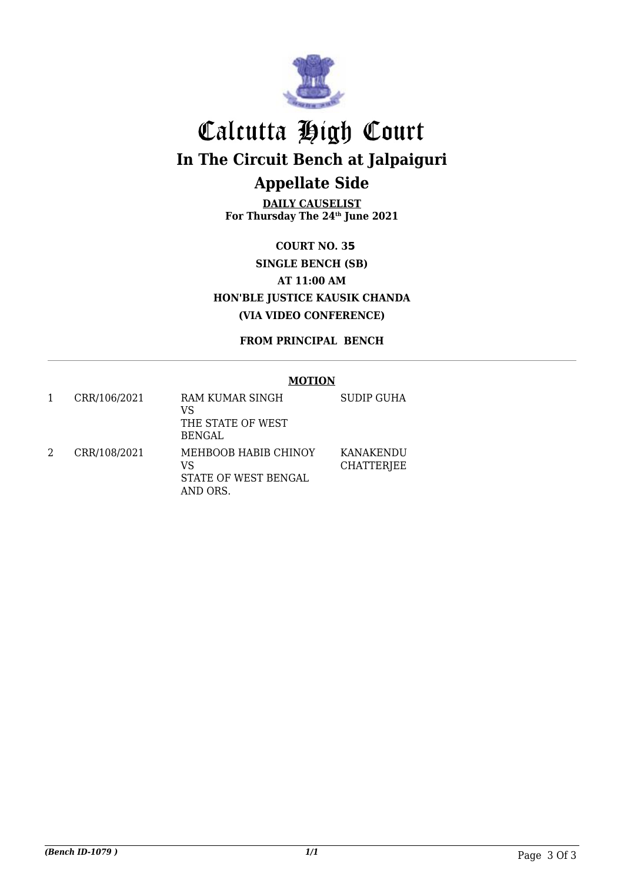# Calcutta High Court

## In The Circuit Bench at Jalpaiguri

## Appellate Side

**DAILY CAUSELIST**
**For Thursday The 24th June 2021**

**COURT NO. 35**
**SINGLE BENCH (SB)**
**AT 11:00 AM**
**HON'BLE JUSTICE KAUSIK CHANDA**
**(VIA VIDEO CONFERENCE)**

**FROM PRINCIPAL BENCH**

**MOTION**

| | | | |
|---|---|---|---|
| 1 | CRR/106/2021 | RAM KUMAR SINGH<br>VS<br>THE STATE OF WEST BENGAL | SUDIP GUHA |
| 2 | CRR/108/2021 | MEHBOOB HABIB CHINOY<br>VS<br>STATE OF WEST BENGAL AND ORS. | KANAKENDU CHATTERJEE |

*(Bench ID-1079 )*